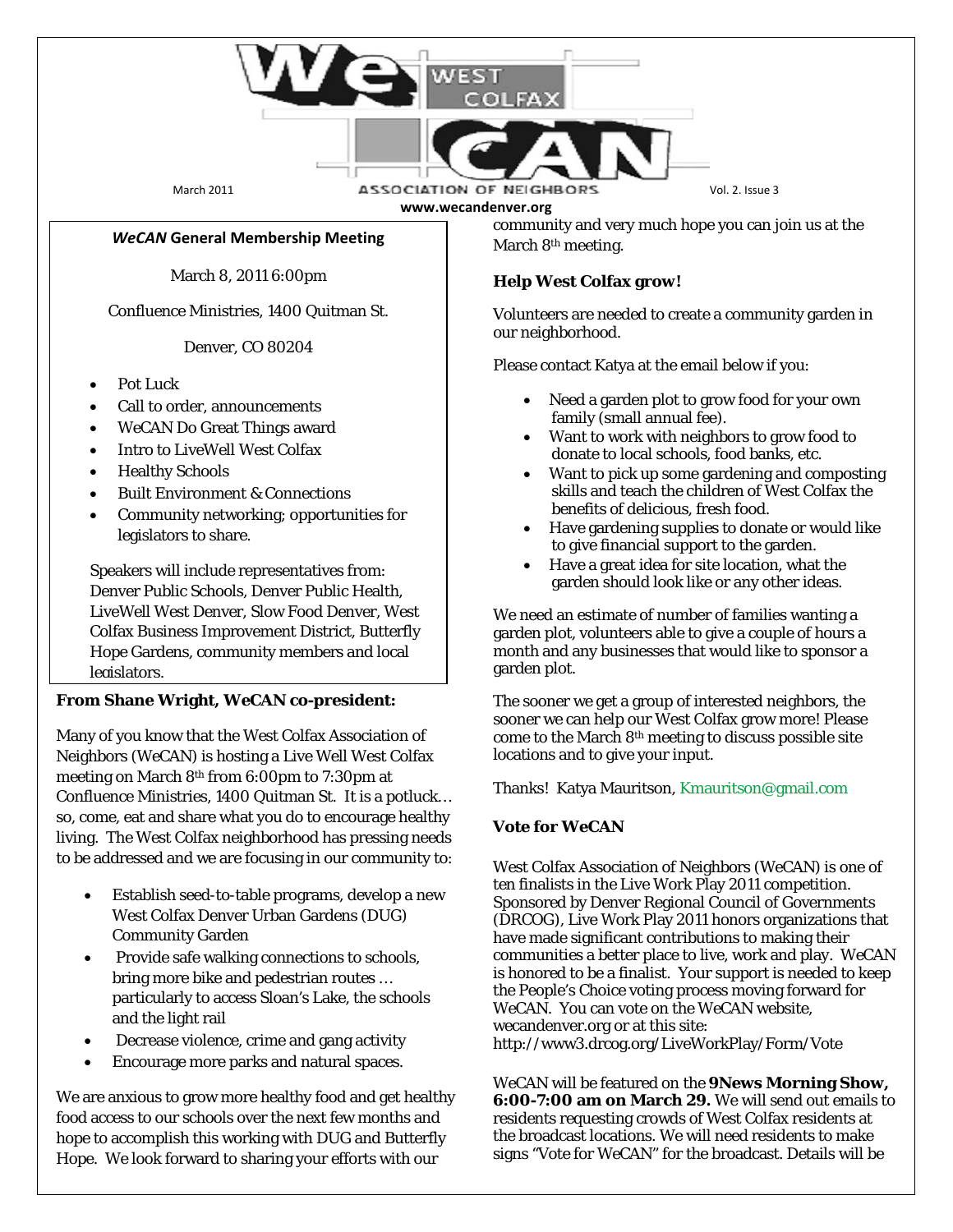# WeCAN West Colfax Association of Neighbors

March 2011 Vol. 2. Issue 3

www.wecandenver.org

## *WeCAN* General Membership Meeting

March 8, 2011 6:00pm

Confluence Ministries, 1400 Quitman St.

Denver, CO 80204

- Pot Luck
- Call to order, announcements
- WeCAN Do Great Things award
- Intro to LiveWell West Colfax
- Healthy Schools
- Built Environment & Connections
- Community networking; opportunities for legislators to share.

Speakers will include representatives from: Denver Public Schools, Denver Public Health, LiveWell West Denver, Slow Food Denver, West Colfax Business Improvement District, Butterfly Hope Gardens, community members and local legislators.

**From Shane Wright, WeCAN co-president:**

Many of you know that the West Colfax Association of Neighbors (WeCAN) is hosting a Live Well West Colfax meeting on March 8th from 6:00pm to 7:30pm at Confluence Ministries, 1400 Quitman St. It is a potluck… so, come, eat and share what you do to encourage healthy living. The West Colfax neighborhood has pressing needs to be addressed and we are focusing in our community to:

- Establish seed-to-table programs, develop a new West Colfax Denver Urban Gardens (DUG) Community Garden
- Provide safe walking connections to schools, bring more bike and pedestrian routes … particularly to access Sloan's Lake, the schools and the light rail
- Decrease violence, crime and gang activity
- Encourage more parks and natural spaces.

We are anxious to grow more healthy food and get healthy food access to our schools over the next few months and hope to accomplish this working with DUG and Butterfly Hope. We look forward to sharing your efforts with our community and very much hope you can join us at the March 8th meeting.

**Help West Colfax grow!**

Volunteers are needed to create a community garden in our neighborhood.

Please contact Katya at the email below if you:

- Need a garden plot to grow food for your own family (small annual fee).
- Want to work with neighbors to grow food to donate to local schools, food banks, etc.
- Want to pick up some gardening and composting skills and teach the children of West Colfax the benefits of delicious, fresh food.
- Have gardening supplies to donate or would like to give financial support to the garden.
- Have a great idea for site location, what the garden should look like or any other ideas.

We need an estimate of number of families wanting a garden plot, volunteers able to give a couple of hours a month and any businesses that would like to sponsor a garden plot.

The sooner we get a group of interested neighbors, the sooner we can help our West Colfax grow more! Please come to the March 8th meeting to discuss possible site locations and to give your input.

Thanks! Katya Mauritson, Kmauritson@gmail.com

**Vote for WeCAN**

West Colfax Association of Neighbors (WeCAN) is one of ten finalists in the Live Work Play 2011 competition. Sponsored by Denver Regional Council of Governments (DRCOG), Live Work Play 2011 honors organizations that have made significant contributions to making their communities a better place to live, work and play. WeCAN is honored to be a finalist. Your support is needed to keep the People's Choice voting process moving forward for WeCAN. You can vote on the WeCAN website, wecandenver.org or at this site: http://www3.drcog.org/LiveWorkPlay/Form/Vote

WeCAN will be featured on the **9News Morning Show, 6:00-7:00 am on March 29.** We will send out emails to residents requesting crowds of West Colfax residents at the broadcast locations. We will need residents to make signs "Vote for WeCAN" for the broadcast. Details will be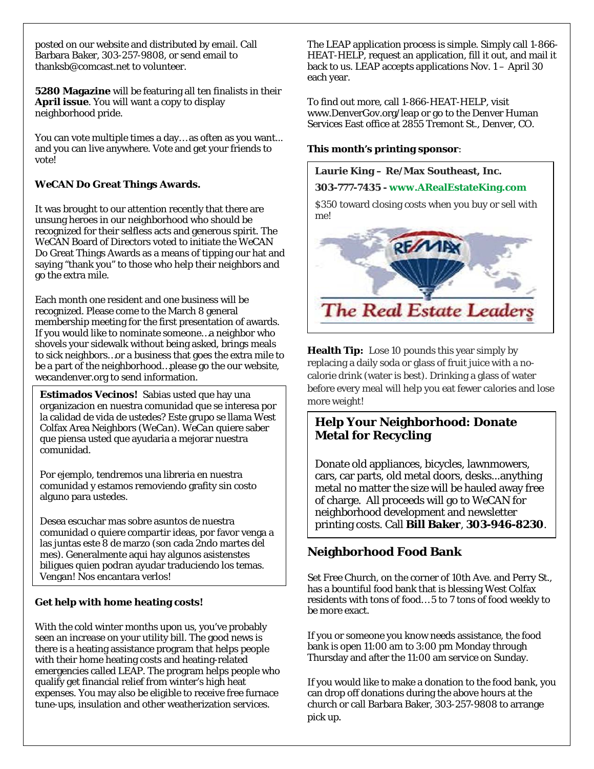posted on our website and distributed by email. Call Barbara Baker, 303-257-9808, or send email to thanksb@comcast.net to volunteer.

**5280 Magazine** will be featuring all ten finalists in their **April issue**. You will want a copy to display neighborhood pride.

You can vote multiple times a day…as often as you want... and you can live anywhere. Vote and get your friends to vote!

**WeCAN Do Great Things Awards.**

It was brought to our attention recently that there are unsung heroes in our neighborhood who should be recognized for their selfless acts and generous spirit. The WeCAN Board of Directors voted to initiate the WeCAN Do Great Things Awards as a means of tipping our hat and saying "thank you" to those who help their neighbors and go the extra mile.

Each month one resident and one business will be recognized. Please come to the March 8 general membership meeting for the first presentation of awards. If you would like to nominate someone…a neighbor who shovels your sidewalk without being asked, brings meals to sick neighbors…or a business that goes the extra mile to be a part of the neighborhood…please go the our website, wecandenver.org to send information.

**Estimados Vecinos!** Sabias usted que hay una organizacion en nuestra comunidad que se interesa por la calidad de vida de ustedes? Este grupo se llama West Colfax Area Neighbors (WeCan). WeCan quiere saber que piensa usted que ayudaria a mejorar nuestra comunidad.

Por ejemplo, tendremos una libreria en nuestra comunidad y estamos removiendo grafity sin costo alguno para ustedes.

Desea escuchar mas sobre asuntos de nuestra comunidad o quiere compartir ideas, por favor venga a las juntas este 8 de marzo (son cada 2ndo martes del mes). Generalmente aqui hay algunos asistenstes biligues quien podran ayudar traduciendo los temas. Vengan! Nos encantara verlos!

**Get help with home heating costs!**

With the cold winter months upon us, you've probably seen an increase on your utility bill. The good news is there is a heating assistance program that helps people with their home heating costs and heating-related emergencies called LEAP. The program helps people who qualify get financial relief from winter's high heat expenses. You may also be eligible to receive free furnace tune-ups, insulation and other weatherization services.

The LEAP application process is simple. Simply call 1-866-HEAT-HELP, request an application, fill it out, and mail it back to us. LEAP accepts applications Nov. 1 – April 30 each year.

To find out more, call 1-866-HEAT-HELP, visit www.DenverGov.org/leap or go to the Denver Human Services East office at 2855 Tremont St., Denver, CO.

**This month's printing sponsor**:

**Laurie King – Re/Max Southeast, Inc.**

**303-777-7435 - www.ARealEstateKing.com**

$350 toward closing costs when you buy or sell with me!

RE/MAX

The Real Estate Leaders

**Health Tip:** Lose 10 pounds this year simply by replacing a daily soda or glass of fruit juice with a no-calorie drink (water is best). Drinking a glass of water before every meal will help you eat fewer calories and lose more weight!

## Help Your Neighborhood: Donate Metal for Recycling

Donate old appliances, bicycles, lawnmowers, cars, car parts, old metal doors, desks...anything metal no matter the size will be hauled away free of charge. All proceeds will go to WeCAN for neighborhood development and newsletter printing costs. Call **Bill Baker**, **303-946-8230**.

## Neighborhood Food Bank

Set Free Church, on the corner of 10th Ave. and Perry St., has a bountiful food bank that is blessing West Colfax residents with tons of food…5 to 7 tons of food weekly to be more exact.

If you or someone you know needs assistance, the food bank is open 11:00 am to 3:00 pm Monday through Thursday and after the 11:00 am service on Sunday.

If you would like to make a donation to the food bank, you can drop off donations during the above hours at the church or call Barbara Baker, 303-257-9808 to arrange pick up.